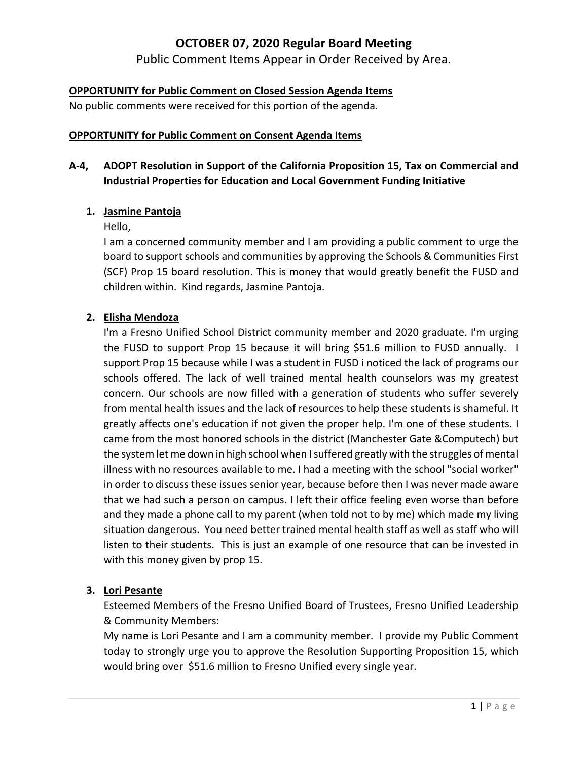# OCTOBER 07, 2020 Regular Board Meeting

Public Comment Items Appear in Order Received by Area.

**OPPORTUNITY for Public Comment on Closed Session Agenda Items**

No public comments were received for this portion of the agenda.

**OPPORTUNITY for Public Comment on Consent Agenda Items**

## A-4, ADOPT Resolution in Support of the California Proposition 15, Tax on Commercial and Industrial Properties for Education and Local Government Funding Initiative

1. **Jasmine Pantoja**

   Hello,

   I am a concerned community member and I am providing a public comment to urge the board to support schools and communities by approving the Schools & Communities First (SCF) Prop 15 board resolution. This is money that would greatly benefit the FUSD and children within. Kind regards, Jasmine Pantoja.

2. **Elisha Mendoza**

   I'm a Fresno Unified School District community member and 2020 graduate. I'm urging the FUSD to support Prop 15 because it will bring $51.6 million to FUSD annually. I support Prop 15 because while I was a student in FUSD i noticed the lack of programs our schools offered. The lack of well trained mental health counselors was my greatest concern. Our schools are now filled with a generation of students who suffer severely from mental health issues and the lack of resources to help these students is shameful. It greatly affects one's education if not given the proper help. I'm one of these students. I came from the most honored schools in the district (Manchester Gate &Computech) but the system let me down in high school when I suffered greatly with the struggles of mental illness with no resources available to me. I had a meeting with the school "social worker" in order to discuss these issues senior year, because before then I was never made aware that we had such a person on campus. I left their office feeling even worse than before and they made a phone call to my parent (when told not to by me) which made my living situation dangerous. You need better trained mental health staff as well as staff who will listen to their students. This is just an example of one resource that can be invested in with this money given by prop 15.

3. **Lori Pesante**

   Esteemed Members of the Fresno Unified Board of Trustees, Fresno Unified Leadership & Community Members:

   My name is Lori Pesante and I am a community member. I provide my Public Comment today to strongly urge you to approve the Resolution Supporting Proposition 15, which would bring over $51.6 million to Fresno Unified every single year.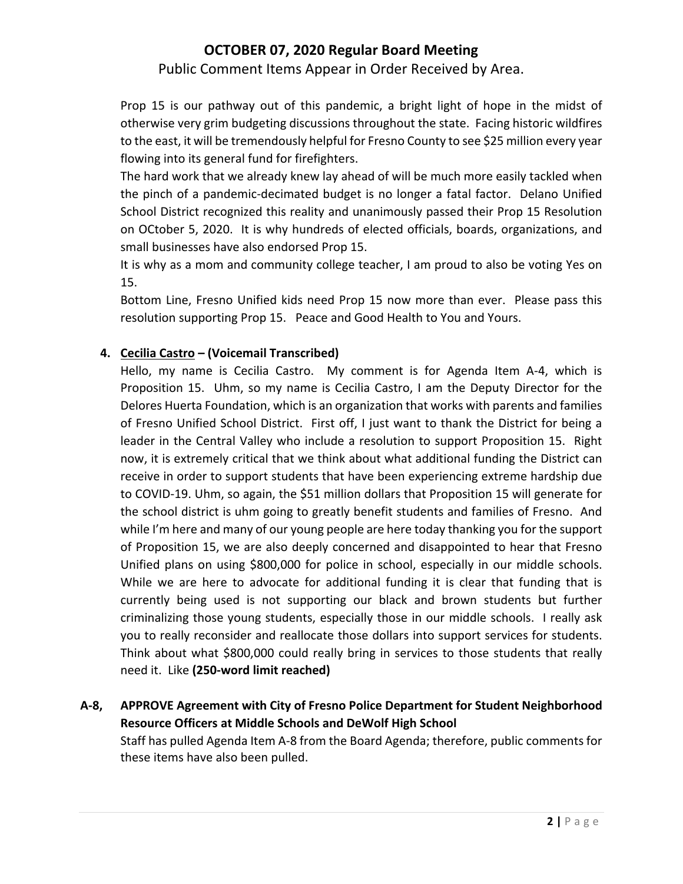Prop 15 is our pathway out of this pandemic, a bright light of hope in the midst of otherwise very grim budgeting discussions throughout the state. Facing historic wildfires to the east, it will be tremendously helpful for Fresno County to see $25 million every year flowing into its general fund for firefighters.

The hard work that we already knew lay ahead of will be much more easily tackled when the pinch of a pandemic-decimated budget is no longer a fatal factor. Delano Unified School District recognized this reality and unanimously passed their Prop 15 Resolution on OCtober 5, 2020. It is why hundreds of elected officials, boards, organizations, and small businesses have also endorsed Prop 15.

It is why as a mom and community college teacher, I am proud to also be voting Yes on 15.

Bottom Line, Fresno Unified kids need Prop 15 now more than ever. Please pass this resolution supporting Prop 15. Peace and Good Health to You and Yours.

4. **Cecilia Castro – (Voicemail Transcribed)**

   Hello, my name is Cecilia Castro. My comment is for Agenda Item A-4, which is Proposition 15. Uhm, so my name is Cecilia Castro, I am the Deputy Director for the Delores Huerta Foundation, which is an organization that works with parents and families of Fresno Unified School District. First off, I just want to thank the District for being a leader in the Central Valley who include a resolution to support Proposition 15. Right now, it is extremely critical that we think about what additional funding the District can receive in order to support students that have been experiencing extreme hardship due to COVID-19. Uhm, so again, the $51 million dollars that Proposition 15 will generate for the school district is uhm going to greatly benefit students and families of Fresno. And while I'm here and many of our young people are here today thanking you for the support of Proposition 15, we are also deeply concerned and disappointed to hear that Fresno Unified plans on using $800,000 for police in school, especially in our middle schools. While we are here to advocate for additional funding it is clear that funding that is currently being used is not supporting our black and brown students but further criminalizing those young students, especially those in our middle schools. I really ask you to really reconsider and reallocate those dollars into support services for students. Think about what $800,000 could really bring in services to those students that really need it. Like **(250-word limit reached)**

**A-8, APPROVE Agreement with City of Fresno Police Department for Student Neighborhood Resource Officers at Middle Schools and DeWolf High School**

Staff has pulled Agenda Item A-8 from the Board Agenda; therefore, public comments for these items have also been pulled.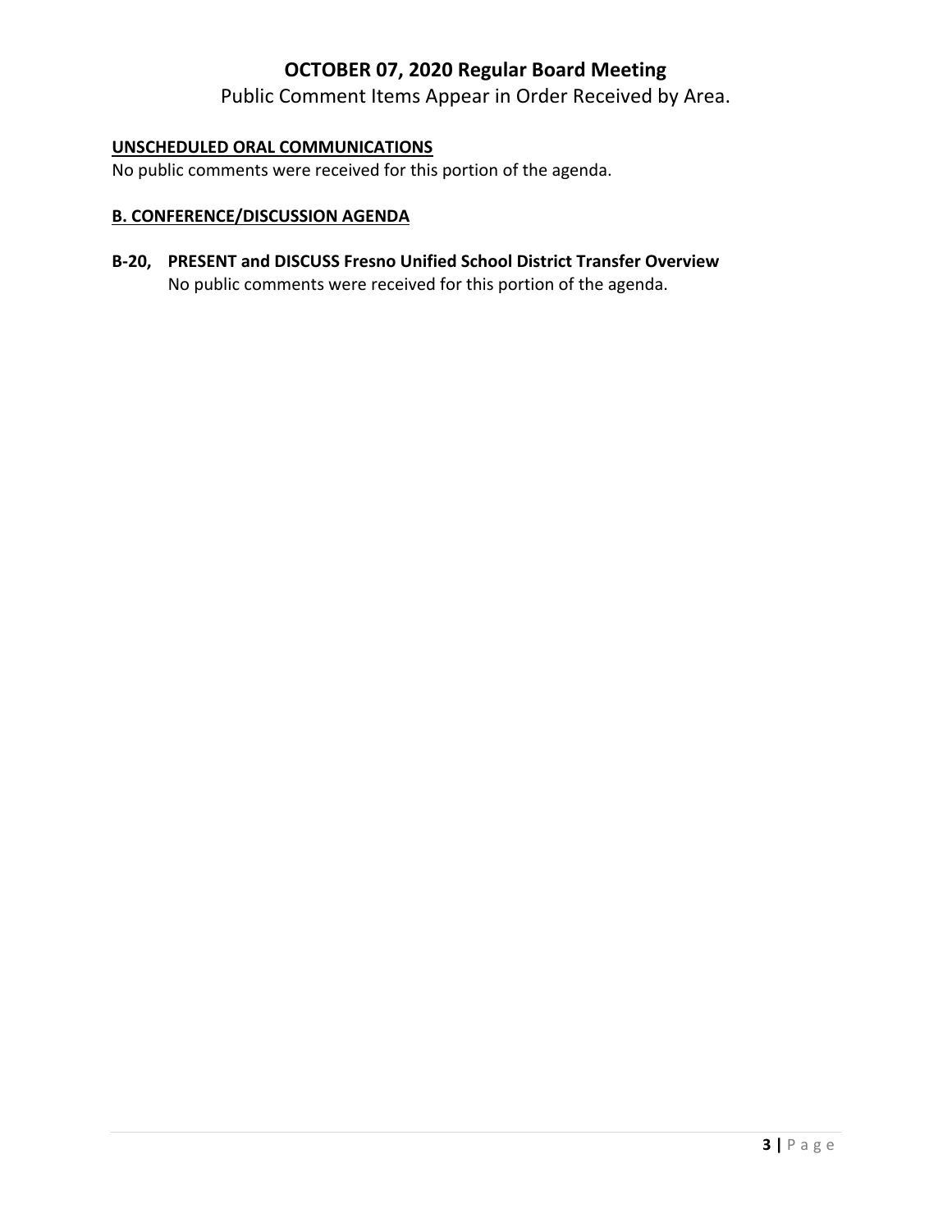# OCTOBER 07, 2020 Regular Board Meeting

Public Comment Items Appear in Order Received by Area.

**UNSCHEDULED ORAL COMMUNICATIONS**

No public comments were received for this portion of the agenda.

**B. CONFERENCE/DISCUSSION AGENDA**

**B-20, PRESENT and DISCUSS Fresno Unified School District Transfer Overview**

No public comments were received for this portion of the agenda.